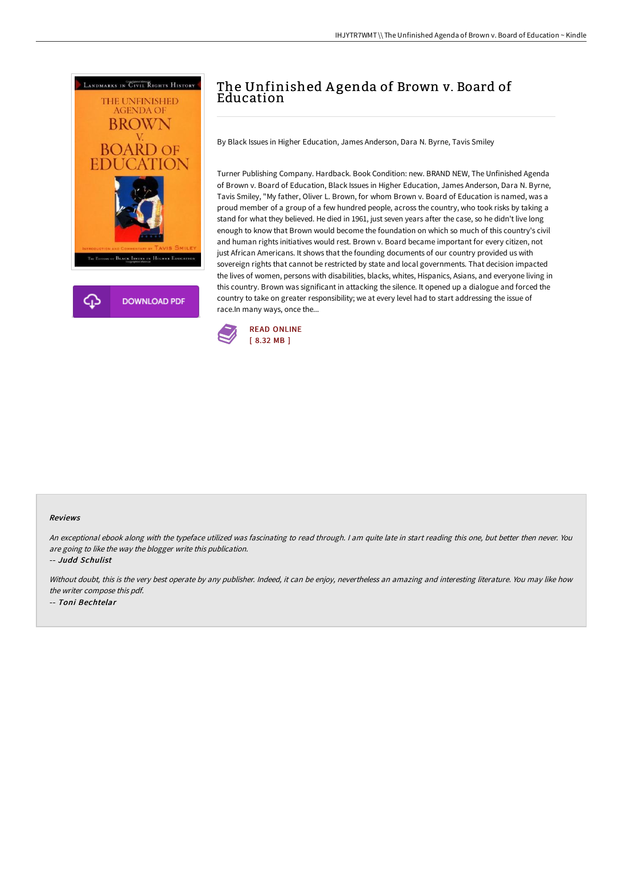# The Unfinished Agenda of Brown v. Board of Education

By Black Issues in Higher Education, James Anderson, Dara N. Byrne, Tavis Smiley

Turner Publishing Company. Hardback. Book Condition: new. BRAND NEW, The Unfinished Agenda of Brown v. Board of Education, Black Issues in Higher Education, James Anderson, Dara N. Byrne, Tavis Smiley, "My father, Oliver L. Brown, for whom Brown v. Board of Education is named, was a proud member of a group of a few hundred people, across the country, who took risks by taking a stand for what they believed. He died in 1961, just seven years after the case, so he didn't live long enough to know that Brown would become the foundation on which so much of this country's civil and human rights initiatives would rest. Brown v. Board became important for every citizen, not just African Americans. It shows that the founding documents of our country provided us with sovereign rights that cannot be restricted by state and local governments. That decision impacted the lives of women, persons with disabilities, blacks, whites, Hispanics, Asians, and everyone living in this country. Brown was significant in attacking the silence. It opened up a dialogue and forced the country to take on greater responsibility; we at every level had to start addressing the issue of race.In many ways, once the...

DOWNLOAD PDF

READ ONLINE
[ 8.32 MB ]

### Reviews

*An exceptional ebook along with the typeface utilized was fascinating to read through. I am quite late in start reading this one, but better then never. You are going to like the way the blogger write this publication.*

-- *Judd Schulist*

*Without doubt, this is the very best operate by any publisher. Indeed, it can be enjoy, nevertheless an amazing and interesting literature. You may like how the writer compose this pdf.*

-- *Toni Bechtelar*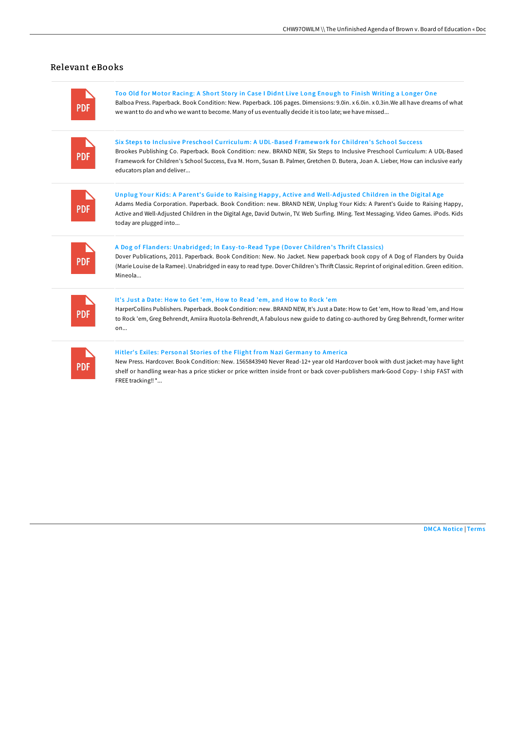## Relevant eBooks

PDF

**Too Old for Motor Racing: A Short Story in Case I Didnt Live Long Enough to Finish Writing a Longer One**

Balboa Press. Paperback. Book Condition: New. Paperback. 106 pages. Dimensions: 9.0in. x 6.0in. x 0.3in.We all have dreams of what we want to do and who we want to become. Many of us eventually decide it is too late; we have missed...

PDF

**Six Steps to Inclusive Preschool Curriculum: A UDL-Based Framework for Children's School Success**

Brookes Publishing Co. Paperback. Book Condition: new. BRAND NEW, Six Steps to Inclusive Preschool Curriculum: A UDL-Based Framework for Children's School Success, Eva M. Horn, Susan B. Palmer, Gretchen D. Butera, Joan A. Lieber, How can inclusive early educators plan and deliver...

PDF

**Unplug Your Kids: A Parent's Guide to Raising Happy, Active and Well-Adjusted Children in the Digital Age**

Adams Media Corporation. Paperback. Book Condition: new. BRAND NEW, Unplug Your Kids: A Parent's Guide to Raising Happy, Active and Well-Adjusted Children in the Digital Age, David Dutwin, TV. Web Surfing. IMing. Text Messaging. Video Games. iPods. Kids today are plugged into...

PDF

**A Dog of Flanders: Unabridged; In Easy-to-Read Type (Dover Children's Thrift Classics)**

Dover Publications, 2011. Paperback. Book Condition: New. No Jacket. New paperback book copy of A Dog of Flanders by Ouida (Marie Louise de la Ramee). Unabridged in easy to read type. Dover Children's Thrift Classic. Reprint of original edition. Green edition. Mineola...

PDF

**It's Just a Date: How to Get 'em, How to Read 'em, and How to Rock 'em**

HarperCollins Publishers. Paperback. Book Condition: new. BRAND NEW, It's Just a Date: How to Get 'em, How to Read 'em, and How to Rock 'em, Greg Behrendt, Amiira Ruotola-Behrendt, A fabulous new guide to dating co-authored by Greg Behrendt, former writer on...

PDF

**Hitler's Exiles: Personal Stories of the Flight from Nazi Germany to America**

New Press. Hardcover. Book Condition: New. 1565843940 Never Read-12+ year old Hardcover book with dust jacket-may have light shelf or handling wear-has a price sticker or price written inside front or back cover-publishers mark-Good Copy- I ship FAST with FREE tracking!! *...

DMCA Notice | Terms